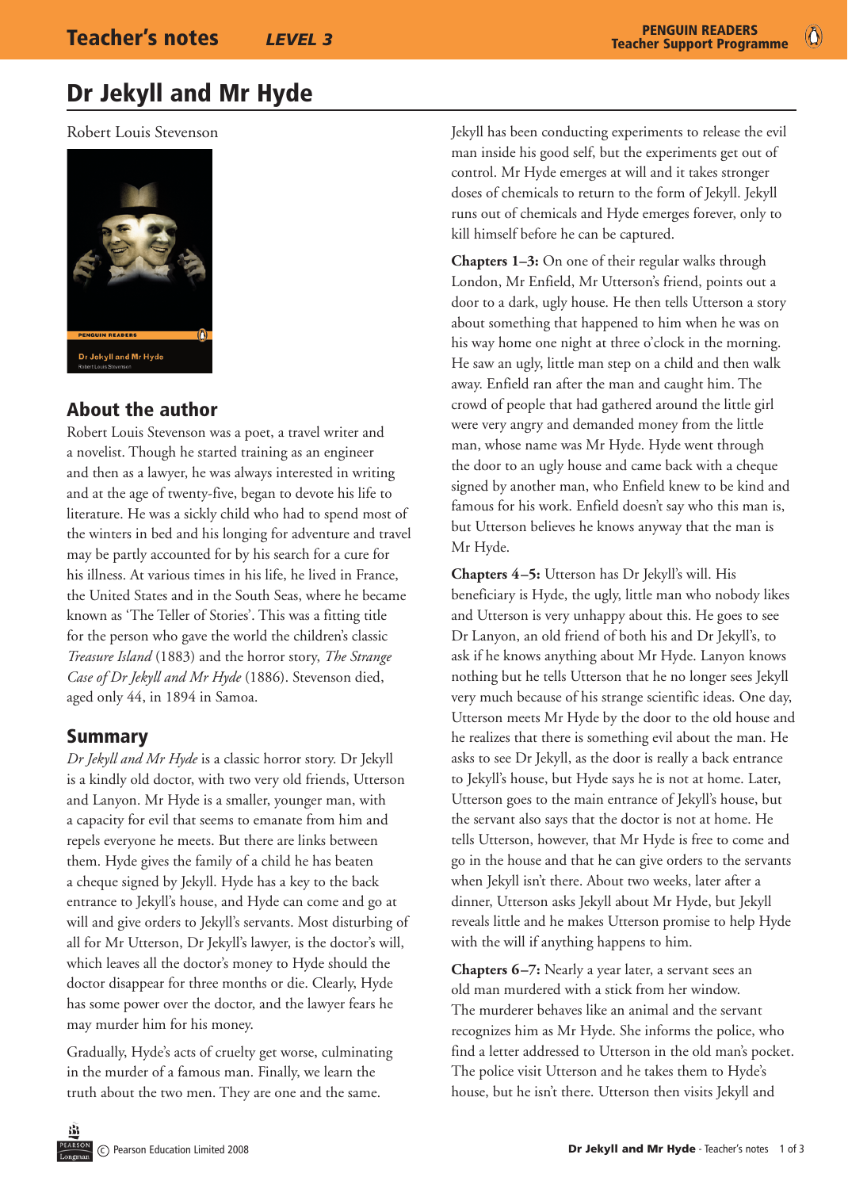# Dr Jekyll and Mr Hyde

Robert Louis Stevenson

## About the author

Robert Louis Stevenson was a poet, a travel writer and a novelist. Though he started training as an engineer and then as a lawyer, he was always interested in writing and at the age of twenty-five, began to devote his life to literature. He was a sickly child who had to spend most of the winters in bed and his longing for adventure and travel may be partly accounted for by his search for a cure for his illness. At various times in his life, he lived in France, the United States and in the South Seas, where he became known as 'The Teller of Stories'. This was a fitting title for the person who gave the world the children's classic *Treasure Island* (1883) and the horror story, *The Strange Case of Dr Jekyll and Mr Hyde* (1886). Stevenson died, aged only 44, in 1894 in Samoa.

## Summary

*Dr Jekyll and Mr Hyde* is a classic horror story. Dr Jekyll is a kindly old doctor, with two very old friends, Utterson and Lanyon. Mr Hyde is a smaller, younger man, with a capacity for evil that seems to emanate from him and repels everyone he meets. But there are links between them. Hyde gives the family of a child he has beaten a cheque signed by Jekyll. Hyde has a key to the back entrance to Jekyll's house, and Hyde can come and go at will and give orders to Jekyll's servants. Most disturbing of all for Mr Utterson, Dr Jekyll's lawyer, is the doctor's will, which leaves all the doctor's money to Hyde should the doctor disappear for three months or die. Clearly, Hyde has some power over the doctor, and the lawyer fears he may murder him for his money.

Gradually, Hyde's acts of cruelty get worse, culminating in the murder of a famous man. Finally, we learn the truth about the two men. They are one and the same. Jekyll has been conducting experiments to release the evil man inside his good self, but the experiments get out of control. Mr Hyde emerges at will and it takes stronger doses of chemicals to return to the form of Jekyll. Jekyll runs out of chemicals and Hyde emerges forever, only to kill himself before he can be captured.

**Chapters 1–3:** On one of their regular walks through London, Mr Enfield, Mr Utterson's friend, points out a door to a dark, ugly house. He then tells Utterson a story about something that happened to him when he was on his way home one night at three o'clock in the morning. He saw an ugly, little man step on a child and then walk away. Enfield ran after the man and caught him. The crowd of people that had gathered around the little girl were very angry and demanded money from the little man, whose name was Mr Hyde. Hyde went through the door to an ugly house and came back with a cheque signed by another man, who Enfield knew to be kind and famous for his work. Enfield doesn't say who this man is, but Utterson believes he knows anyway that the man is Mr Hyde.

**Chapters 4–5:** Utterson has Dr Jekyll's will. His beneficiary is Hyde, the ugly, little man who nobody likes and Utterson is very unhappy about this. He goes to see Dr Lanyon, an old friend of both his and Dr Jekyll's, to ask if he knows anything about Mr Hyde. Lanyon knows nothing but he tells Utterson that he no longer sees Jekyll very much because of his strange scientific ideas. One day, Utterson meets Mr Hyde by the door to the old house and he realizes that there is something evil about the man. He asks to see Dr Jekyll, as the door is really a back entrance to Jekyll's house, but Hyde says he is not at home. Later, Utterson goes to the main entrance of Jekyll's house, but the servant also says that the doctor is not at home. He tells Utterson, however, that Mr Hyde is free to come and go in the house and that he can give orders to the servants when Jekyll isn't there. About two weeks, later after a dinner, Utterson asks Jekyll about Mr Hyde, but Jekyll reveals little and he makes Utterson promise to help Hyde with the will if anything happens to him.

**Chapters 6–7:** Nearly a year later, a servant sees an old man murdered with a stick from her window. The murderer behaves like an animal and the servant recognizes him as Mr Hyde. She informs the police, who find a letter addressed to Utterson in the old man's pocket. The police visit Utterson and he takes them to Hyde's house, but he isn't there. Utterson then visits Jekyll and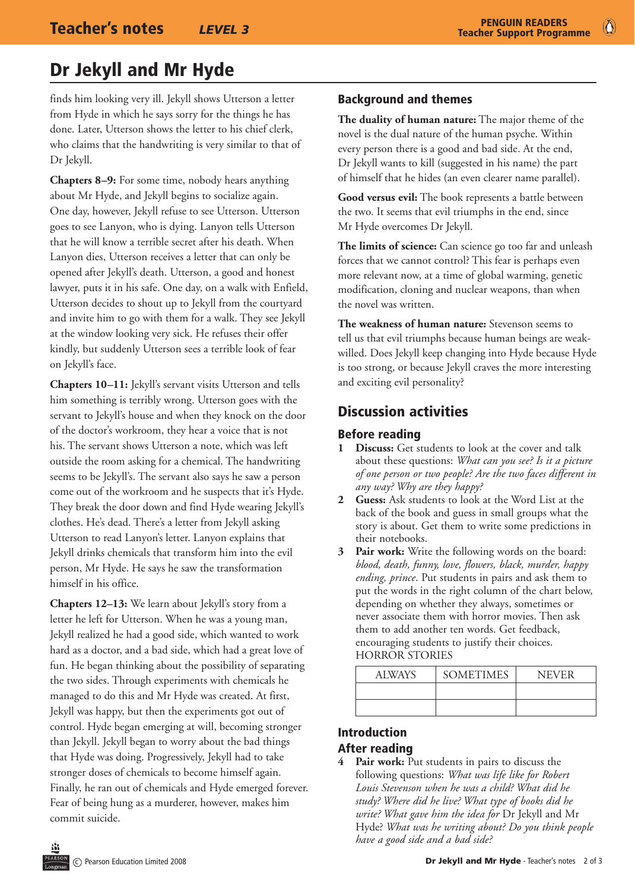# Dr Jekyll and Mr Hyde

finds him looking very ill. Jekyll shows Utterson a letter from Hyde in which he says sorry for the things he has done. Later, Utterson shows the letter to his chief clerk, who claims that the handwriting is very similar to that of Dr Jekyll.

**Chapters 8–9:** For some time, nobody hears anything about Mr Hyde, and Jekyll begins to socialize again. One day, however, Jekyll refuse to see Utterson. Utterson goes to see Lanyon, who is dying. Lanyon tells Utterson that he will know a terrible secret after his death. When Lanyon dies, Utterson receives a letter that can only be opened after Jekyll's death. Utterson, a good and honest lawyer, puts it in his safe. One day, on a walk with Enfield, Utterson decides to shout up to Jekyll from the courtyard and invite him to go with them for a walk. They see Jekyll at the window looking very sick. He refuses their offer kindly, but suddenly Utterson sees a terrible look of fear on Jekyll's face.

**Chapters 10–11:** Jekyll's servant visits Utterson and tells him something is terribly wrong. Utterson goes with the servant to Jekyll's house and when they knock on the door of the doctor's workroom, they hear a voice that is not his. The servant shows Utterson a note, which was left outside the room asking for a chemical. The handwriting seems to be Jekyll's. The servant also says he saw a person come out of the workroom and he suspects that it's Hyde. They break the door down and find Hyde wearing Jekyll's clothes. He's dead. There's a letter from Jekyll asking Utterson to read Lanyon's letter. Lanyon explains that Jekyll drinks chemicals that transform him into the evil person, Mr Hyde. He says he saw the transformation himself in his office.

**Chapters 12–13:** We learn about Jekyll's story from a letter he left for Utterson. When he was a young man, Jekyll realized he had a good side, which wanted to work hard as a doctor, and a bad side, which had a great love of fun. He began thinking about the possibility of separating the two sides. Through experiments with chemicals he managed to do this and Mr Hyde was created. At first, Jekyll was happy, but then the experiments got out of control. Hyde began emerging at will, becoming stronger than Jekyll. Jekyll began to worry about the bad things that Hyde was doing. Progressively, Jekyll had to take stronger doses of chemicals to become himself again. Finally, he ran out of chemicals and Hyde emerged forever. Fear of being hung as a murderer, however, makes him commit suicide.

## Background and themes

**The duality of human nature:** The major theme of the novel is the dual nature of the human psyche. Within every person there is a good and bad side. At the end, Dr Jekyll wants to kill (suggested in his name) the part of himself that he hides (an even clearer name parallel).

**Good versus evil:** The book represents a battle between the two. It seems that evil triumphs in the end, since Mr Hyde overcomes Dr Jekyll.

**The limits of science:** Can science go too far and unleash forces that we cannot control? This fear is perhaps even more relevant now, at a time of global warming, genetic modification, cloning and nuclear weapons, than when the novel was written.

**The weakness of human nature:** Stevenson seems to tell us that evil triumphs because human beings are weak-willed. Does Jekyll keep changing into Hyde because Hyde is too strong, or because Jekyll craves the more interesting and exciting evil personality?

## Discussion activities

### Before reading

1. **Discuss:** Get students to look at the cover and talk about these questions: *What can you see? Is it a picture of one person or two people? Are the two faces different in any way? Why are they happy?*
2. **Guess:** Ask students to look at the Word List at the back of the book and guess in small groups what the story is about. Get them to write some predictions in their notebooks.
3. **Pair work:** Write the following words on the board: *blood, death, funny, love, flowers, black, murder, happy ending, prince*. Put students in pairs and ask them to put the words in the right column of the chart below, depending on whether they always, sometimes or never associate them with horror movies. Then ask them to add another ten words. Get feedback, encouraging students to justify their choices.

HORROR STORIES

| ALWAYS | SOMETIMES | NEVER |
|---|---|---|
| | | |
| | | |

### Introduction

### After reading

4. **Pair work:** Put students in pairs to discuss the following questions: *What was life like for Robert Louis Stevenson when he was a child? What did he study? Where did he live? What type of books did he write? What gave him the idea for* Dr Jekyll and Mr Hyde*? What was he writing about? Do you think people have a good side and a bad side?*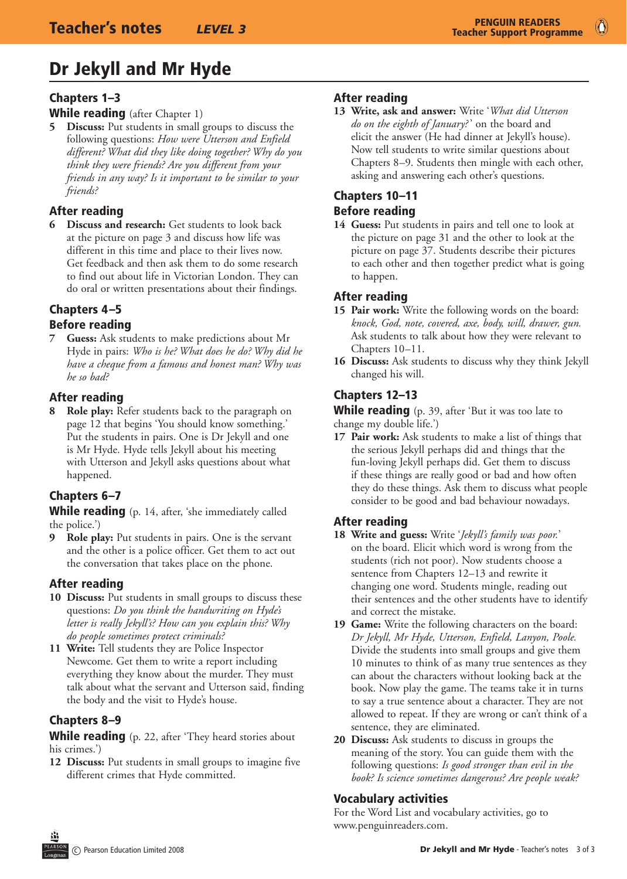# Dr Jekyll and Mr Hyde

## Chapters 1–3

### While reading (after Chapter 1)

5 **Discuss:** Put students in small groups to discuss the following questions: *How were Utterson and Enfield different? What did they like doing together? Why do you think they were friends? Are you different from your friends in any way? Is it important to be similar to your friends?*

### After reading

6 **Discuss and research:** Get students to look back at the picture on page 3 and discuss how life was different in this time and place to their lives now. Get feedback and then ask them to do some research to find out about life in Victorian London. They can do oral or written presentations about their findings.

## Chapters 4–5

### Before reading

7 **Guess:** Ask students to make predictions about Mr Hyde in pairs: *Who is he? What does he do? Why did he have a cheque from a famous and honest man? Why was he so bad?*

### After reading

8 **Role play:** Refer students back to the paragraph on page 12 that begins 'You should know something.' Put the students in pairs. One is Dr Jekyll and one is Mr Hyde. Hyde tells Jekyll about his meeting with Utterson and Jekyll asks questions about what happened.

## Chapters 6–7

### While reading (p. 14, after, 'she immediately called the police.')

9 **Role play:** Put students in pairs. One is the servant and the other is a police officer. Get them to act out the conversation that takes place on the phone.

### After reading

10 **Discuss:** Put students in small groups to discuss these questions: *Do you think the handwriting on Hyde's letter is really Jekyll's? How can you explain this? Why do people sometimes protect criminals?*

11 **Write:** Tell students they are Police Inspector Newcome. Get them to write a report including everything they know about the murder. They must talk about what the servant and Utterson said, finding the body and the visit to Hyde's house.

## Chapters 8–9

### While reading (p. 22, after 'They heard stories about his crimes.')

12 **Discuss:** Put students in small groups to imagine five different crimes that Hyde committed.

### After reading

13 **Write, ask and answer:** Write '*What did Utterson do on the eighth of January?*' on the board and elicit the answer (He had dinner at Jekyll's house). Now tell students to write similar questions about Chapters 8–9. Students then mingle with each other, asking and answering each other's questions.

## Chapters 10–11

### Before reading

14 **Guess:** Put students in pairs and tell one to look at the picture on page 31 and the other to look at the picture on page 37. Students describe their pictures to each other and then together predict what is going to happen.

### After reading

15 **Pair work:** Write the following words on the board: *knock, God, note, covered, axe, body, will, drawer, gun.* Ask students to talk about how they were relevant to Chapters 10–11.

16 **Discuss:** Ask students to discuss why they think Jekyll changed his will.

## Chapters 12–13

### While reading (p. 39, after 'But it was too late to change my double life.')

17 **Pair work:** Ask students to make a list of things that the serious Jekyll perhaps did and things that the fun-loving Jekyll perhaps did. Get them to discuss if these things are really good or bad and how often they do these things. Ask them to discuss what people consider to be good and bad behaviour nowadays.

### After reading

18 **Write and guess:** Write '*Jekyll's family was poor.*' on the board. Elicit which word is wrong from the students (rich not poor). Now students choose a sentence from Chapters 12–13 and rewrite it changing one word. Students mingle, reading out their sentences and the other students have to identify and correct the mistake.

19 **Game:** Write the following characters on the board: *Dr Jekyll, Mr Hyde, Utterson, Enfield, Lanyon, Poole.* Divide the students into small groups and give them 10 minutes to think of as many true sentences as they can about the characters without looking back at the book. Now play the game. The teams take it in turns to say a true sentence about a character. They are not allowed to repeat. If they are wrong or can't think of a sentence, they are eliminated.

20 **Discuss:** Ask students to discuss in groups the meaning of the story. You can guide them with the following questions: *Is good stronger than evil in the book? Is science sometimes dangerous? Are people weak?*

## Vocabulary activities

For the Word List and vocabulary activities, go to www.penguinreaders.com.

© Pearson Education Limited 2008